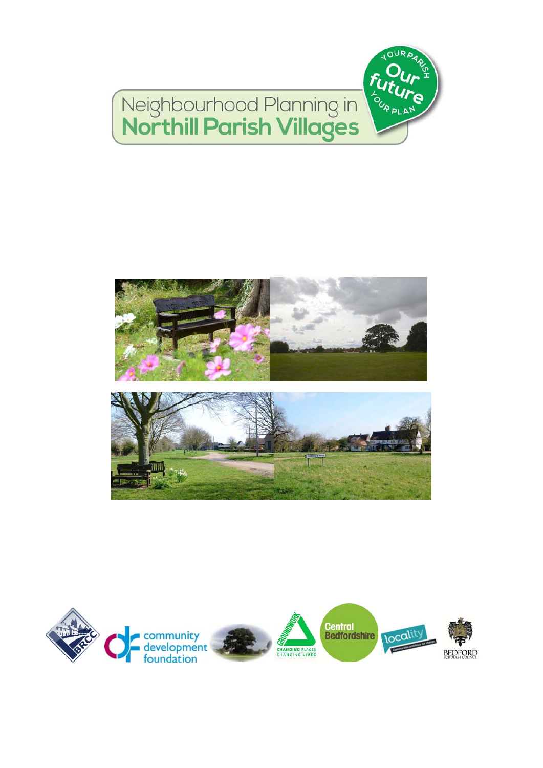# Neighbourhood Planning in Northill Parish Villages

Our future – Your Parish – Your Plan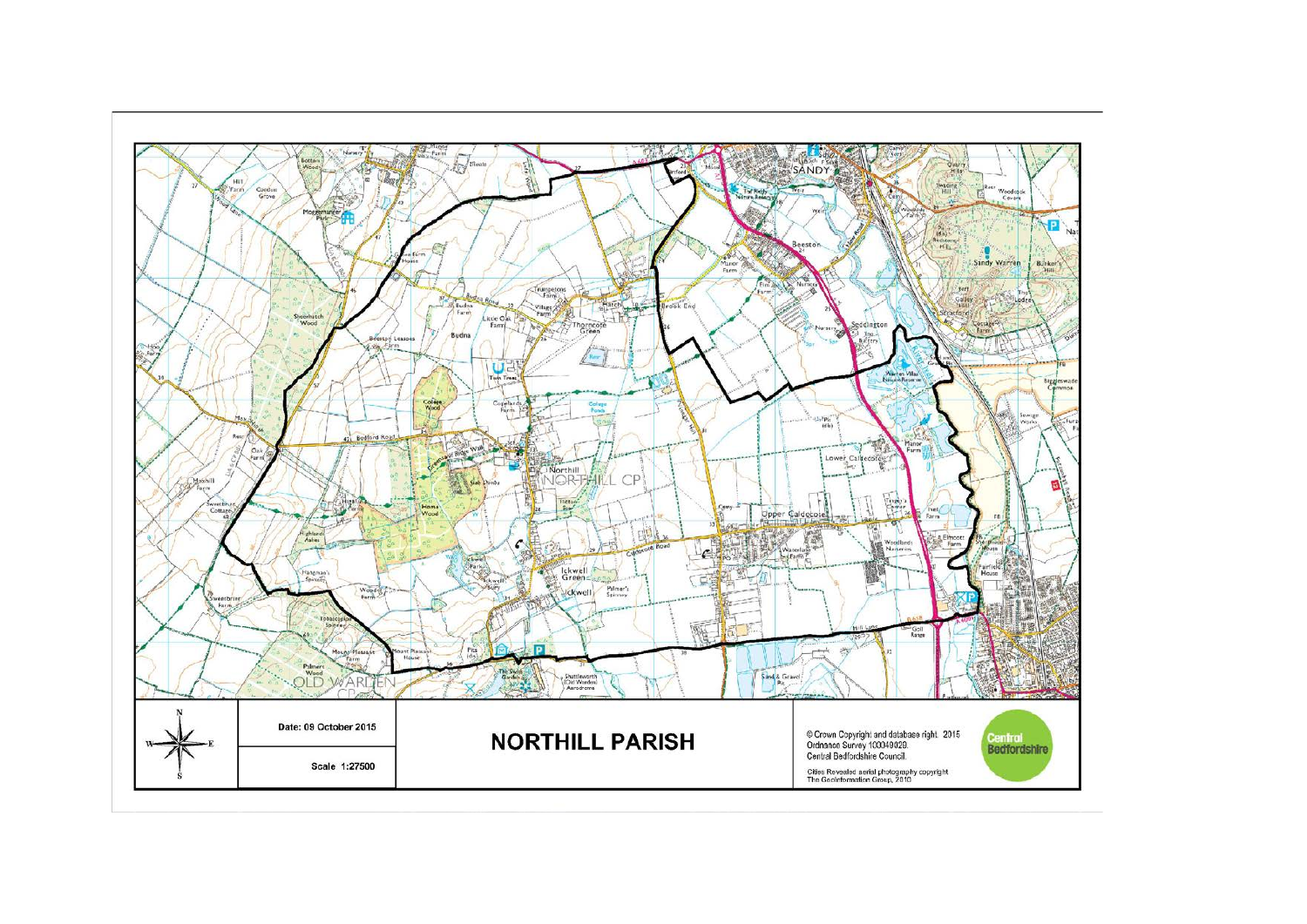# NORTHILL PARISH

Date: 09 October 2015

Scale 1:27500

© Crown Copyright and database right. 2015
Ordnance Survey 100049029.
Central Bedfordshire Council.

Cities Revealed aerial photography copyright
The GeoInformation Group, 2010

Central Bedfordshire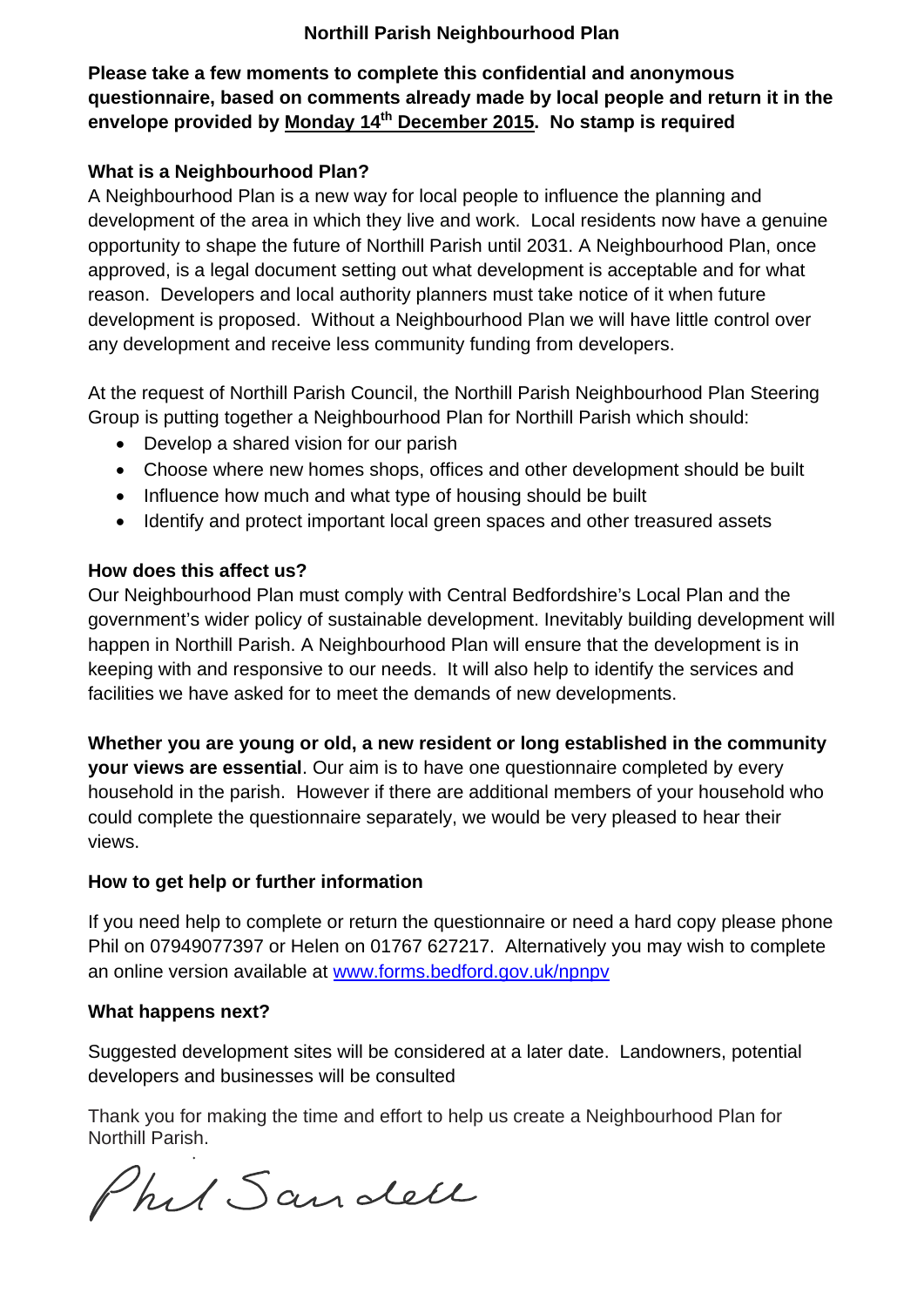# Northill Parish Neighbourhood Plan

**Please take a few moments to complete this confidential and anonymous questionnaire, based on comments already made by local people and return it in the envelope provided by Monday 14th December 2015. No stamp is required**

### What is a Neighbourhood Plan?

A Neighbourhood Plan is a new way for local people to influence the planning and development of the area in which they live and work. Local residents now have a genuine opportunity to shape the future of Northill Parish until 2031. A Neighbourhood Plan, once approved, is a legal document setting out what development is acceptable and for what reason. Developers and local authority planners must take notice of it when future development is proposed. Without a Neighbourhood Plan we will have little control over any development and receive less community funding from developers.

At the request of Northill Parish Council, the Northill Parish Neighbourhood Plan Steering Group is putting together a Neighbourhood Plan for Northill Parish which should:

- Develop a shared vision for our parish
- Choose where new homes shops, offices and other development should be built
- Influence how much and what type of housing should be built
- Identify and protect important local green spaces and other treasured assets

### How does this affect us?

Our Neighbourhood Plan must comply with Central Bedfordshire's Local Plan and the government's wider policy of sustainable development. Inevitably building development will happen in Northill Parish. A Neighbourhood Plan will ensure that the development is in keeping with and responsive to our needs. It will also help to identify the services and facilities we have asked for to meet the demands of new developments.

**Whether you are young or old, a new resident or long established in the community your views are essential**. Our aim is to have one questionnaire completed by every household in the parish. However if there are additional members of your household who could complete the questionnaire separately, we would be very pleased to hear their views.

### How to get help or further information

If you need help to complete or return the questionnaire or need a hard copy please phone Phil on 07949077397 or Helen on 01767 627217. Alternatively you may wish to complete an online version available at [www.forms.bedford.gov.uk/npnpv](www.forms.bedford.gov.uk/npnpv)

### What happens next?

Suggested development sites will be considered at a later date. Landowners, potential developers and businesses will be consulted

Thank you for making the time and effort to help us create a Neighbourhood Plan for Northill Parish.

Phil Sandell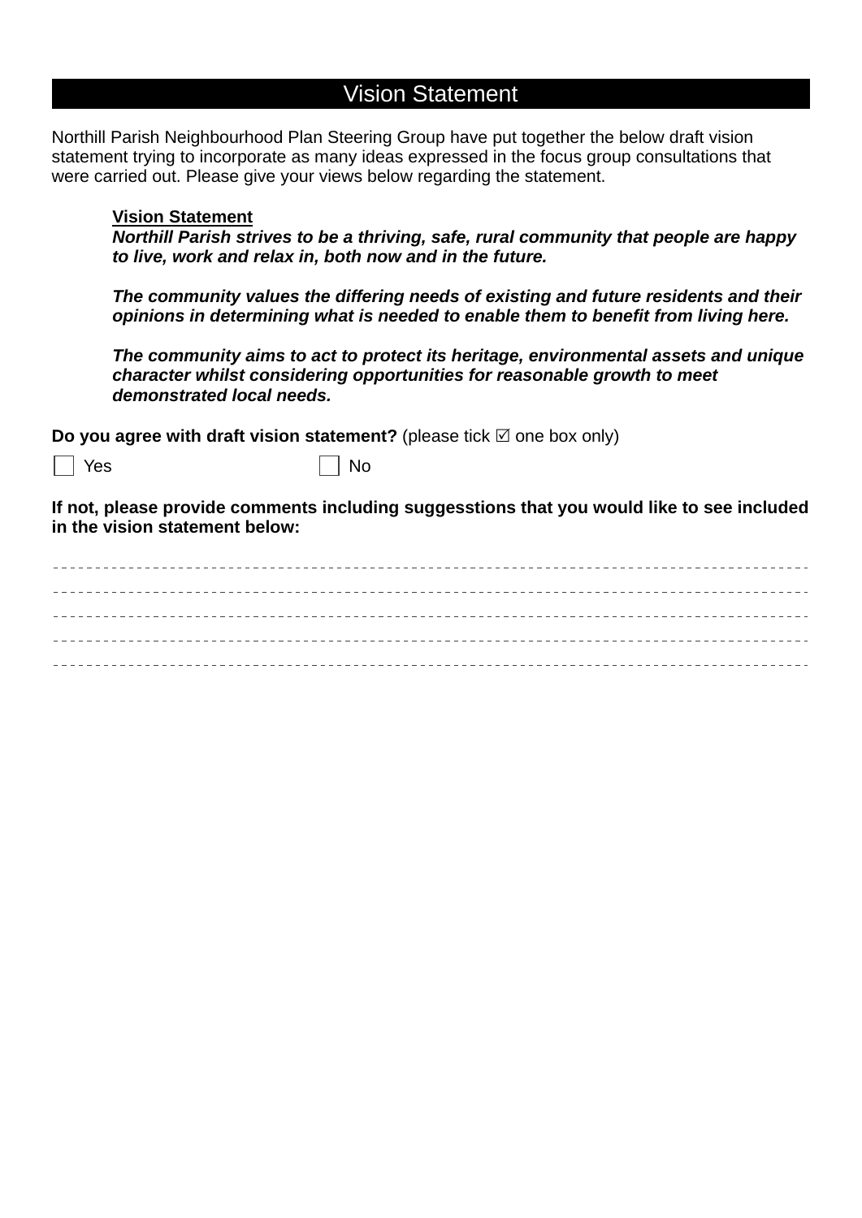# Vision Statement

Northill Parish Neighbourhood Plan Steering Group have put together the below draft vision statement trying to incorporate as many ideas expressed in the focus group consultations that were carried out. Please give your views below regarding the statement.

> **Vision Statement**
>
> ***Northill Parish strives to be a thriving, safe, rural community that people are happy to live, work and relax in, both now and in the future.***
>
> ***The community values the differing needs of existing and future residents and their opinions in determining what is needed to enable them to benefit from living here.***
>
> ***The community aims to act to protect its heritage, environmental assets and unique character whilst considering opportunities for reasonable growth to meet demonstrated local needs.***

**Do you agree with draft vision statement?** (please tick ☑ one box only)

☐ Yes ☐ No

**If not, please provide comments including suggesstions that you would like to see included in the vision statement below:**

- - - - - - - - - - - - - - - - - - - - - - - - - - - - - - - - - - - - - - - - - - - - - - - - - - -

- - - - - - - - - - - - - - - - - - - - - - - - - - - - - - - - - - - - - - - - - - - - - - - - - - -

- - - - - - - - - - - - - - - - - - - - - - - - - - - - - - - - - - - - - - - - - - - - - - - - - - -

- - - - - - - - - - - - - - - - - - - - - - - - - - - - - - - - - - - - - - - - - - - - - - - - - - -

- - - - - - - - - - - - - - - - - - - - - - - - - - - - - - - - - - - - - - - - - - - - - - - - - - -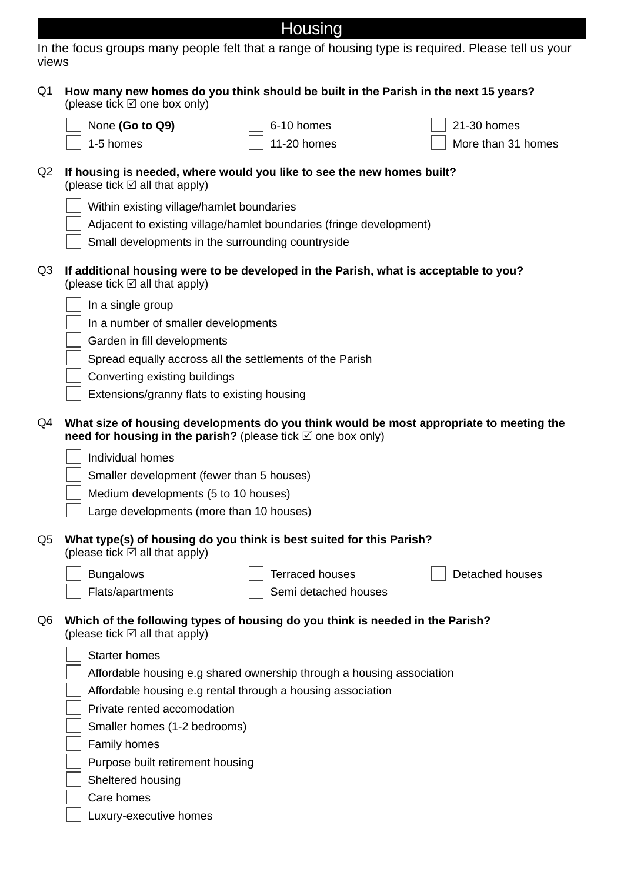## Housing

In the focus groups many people felt that a range of housing type is required. Please tell us your views

**Q1 How many new homes do you think should be built in the Parish in the next 15 years?**
(please tick ☑ one box only)

- ☐ None **(Go to Q9)**
- ☐ 1-5 homes
- ☐ 6-10 homes
- ☐ 11-20 homes
- ☐ 21-30 homes
- ☐ More than 31 homes

**Q2 If housing is needed, where would you like to see the new homes built?**
(please tick ☑ all that apply)

- ☐ Within existing village/hamlet boundaries
- ☐ Adjacent to existing village/hamlet boundaries (fringe development)
- ☐ Small developments in the surrounding countryside

**Q3 If additional housing were to be developed in the Parish, what is acceptable to you?**
(please tick ☑ all that apply)

- ☐ In a single group
- ☐ In a number of smaller developments
- ☐ Garden in fill developments
- ☐ Spread equally accross all the settlements of the Parish
- ☐ Converting existing buildings
- ☐ Extensions/granny flats to existing housing

**Q4 What size of housing developments do you think would be most appropriate to meeting the need for housing in the parish?** (please tick ☑ one box only)

- ☐ Individual homes
- ☐ Smaller development (fewer than 5 houses)
- ☐ Medium developments (5 to 10 houses)
- ☐ Large developments (more than 10 houses)

**Q5 What type(s) of housing do you think is best suited for this Parish?**
(please tick ☑ all that apply)

- ☐ Bungalows
- ☐ Flats/apartments
- ☐ Terraced houses
- ☐ Semi detached houses
- ☐ Detached houses

**Q6 Which of the following types of housing do you think is needed in the Parish?**
(please tick ☑ all that apply)

- ☐ Starter homes
- ☐ Affordable housing e.g shared ownership through a housing association
- ☐ Affordable housing e.g rental through a housing association
- ☐ Private rented accomodation
- ☐ Smaller homes (1-2 bedrooms)
- ☐ Family homes
- ☐ Purpose built retirement housing
- ☐ Sheltered housing
- ☐ Care homes
- ☐ Luxury-executive homes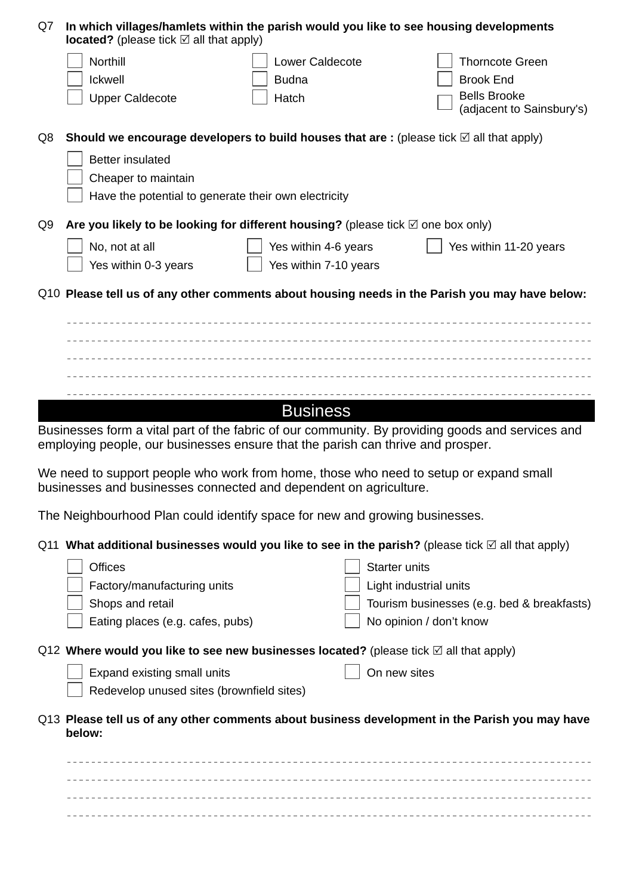Q7 **In which villages/hamlets within the parish would you like to see housing developments located?** (please tick ☑ all that apply)

- ☐ Northill
- ☐ Ickwell
- ☐ Upper Caldecote
- ☐ Lower Caldecote
- ☐ Budna
- ☐ Hatch
- ☐ Thorncote Green
- ☐ Brook End
- ☐ Bells Brooke (adjacent to Sainsbury's)

Q8 **Should we encourage developers to build houses that are :** (please tick ☑ all that apply)

- ☐ Better insulated
- ☐ Cheaper to maintain
- ☐ Have the potential to generate their own electricity

Q9 **Are you likely to be looking for different housing?** (please tick ☑ one box only)

- ☐ No, not at all
- ☐ Yes within 0-3 years
- ☐ Yes within 4-6 years
- ☐ Yes within 7-10 years
- ☐ Yes within 11-20 years

Q10 **Please tell us of any other comments about housing needs in the Parish you may have below:**

- - - - - - - - - - - - - - - - - - - - - - - - - - - - - - - - - - - - - - - -

- - - - - - - - - - - - - - - - - - - - - - - - - - - - - - - - - - - - - - - -

- - - - - - - - - - - - - - - - - - - - - - - - - - - - - - - - - - - - - - - -

- - - - - - - - - - - - - - - - - - - - - - - - - - - - - - - - - - - - - - - -

- - - - - - - - - - - - - - - - - - - - - - - - - - - - - - - - - - - - - - - -

## Business

Businesses form a vital part of the fabric of our community. By providing goods and services and employing people, our businesses ensure that the parish can thrive and prosper.

We need to support people who work from home, those who need to setup or expand small businesses and businesses connected and dependent on agriculture.

The Neighbourhood Plan could identify space for new and growing businesses.

Q11 **What additional businesses would you like to see in the parish?** (please tick ☑ all that apply)

- ☐ Offices
- ☐ Factory/manufacturing units
- ☐ Shops and retail
- ☐ Eating places (e.g. cafes, pubs)
- ☐ Starter units
- ☐ Light industrial units
- ☐ Tourism businesses (e.g. bed & breakfasts)
- ☐ No opinion / don't know

Q12 **Where would you like to see new businesses located?** (please tick ☑ all that apply)

- ☐ Expand existing small units
- ☐ Redevelop unused sites (brownfield sites)
- ☐ On new sites

Q13 **Please tell us of any other comments about business development in the Parish you may have below:**

- - - - - - - - - - - - - - - - - - - - - - - - - - - - - - - - - - - - - - - -

- - - - - - - - - - - - - - - - - - - - - - - - - - - - - - - - - - - - - - - -

- - - - - - - - - - - - - - - - - - - - - - - - - - - - - - - - - - - - - - - -

- - - - - - - - - - - - - - - - - - - - - - - - - - - - - - - - - - - - - - - -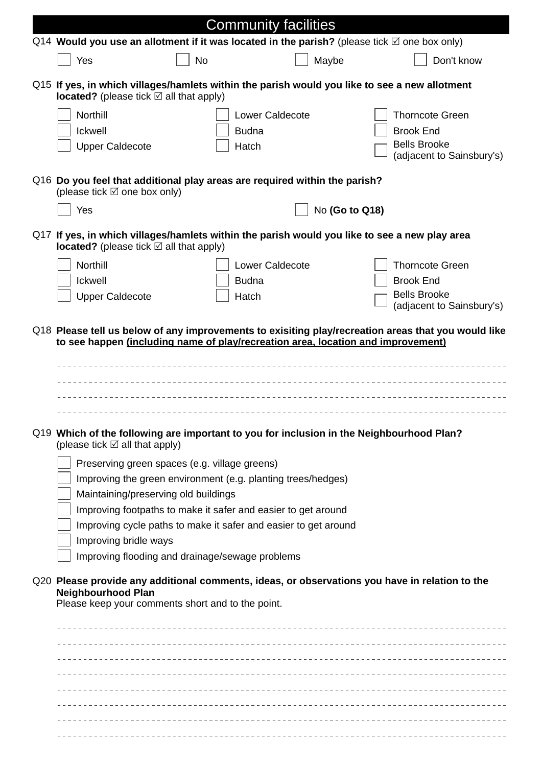## Community facilities

**Q14 Would you use an allotment if it was located in the parish?** (please tick ☑ one box only)

- ☐ Yes
- ☐ No
- ☐ Maybe
- ☐ Don't know

**Q15 If yes, in which villages/hamlets within the parish would you like to see a new allotment located?** (please tick ☑ all that apply)

- ☐ Northill
- ☐ Ickwell
- ☐ Upper Caldecote
- ☐ Lower Caldecote
- ☐ Budna
- ☐ Hatch
- ☐ Thorncote Green
- ☐ Brook End
- ☐ Bells Brooke (adjacent to Sainsbury's)

**Q16 Do you feel that additional play areas are required within the parish?** (please tick ☑ one box only)

- ☐ Yes
- ☐ No **(Go to Q18)**

**Q17 If yes, in which villages/hamlets within the parish would you like to see a new play area located?** (please tick ☑ all that apply)

- ☐ Northill
- ☐ Ickwell
- ☐ Upper Caldecote
- ☐ Lower Caldecote
- ☐ Budna
- ☐ Hatch
- ☐ Thorncote Green
- ☐ Brook End
- ☐ Bells Brooke (adjacent to Sainsbury's)

**Q18 Please tell us below of any improvements to exisiting play/recreation areas that you would like to see happen <u>(including name of play/recreation area, location and improvement)</u>**

---

---

---

---

**Q19 Which of the following are important to you for inclusion in the Neighbourhood Plan?** (please tick ☑ all that apply)

- ☐ Preserving green spaces (e.g. village greens)
- ☐ Improving the green environment (e.g. planting trees/hedges)
- ☐ Maintaining/preserving old buildings
- ☐ Improving footpaths to make it safer and easier to get around
- ☐ Improving cycle paths to make it safer and easier to get around
- ☐ Improving bridle ways
- ☐ Improving flooding and drainage/sewage problems

**Q20 Please provide any additional comments, ideas, or observations you have in relation to the Neighbourhood Plan**
Please keep your comments short and to the point.

---

---

---

---

---

---

---

---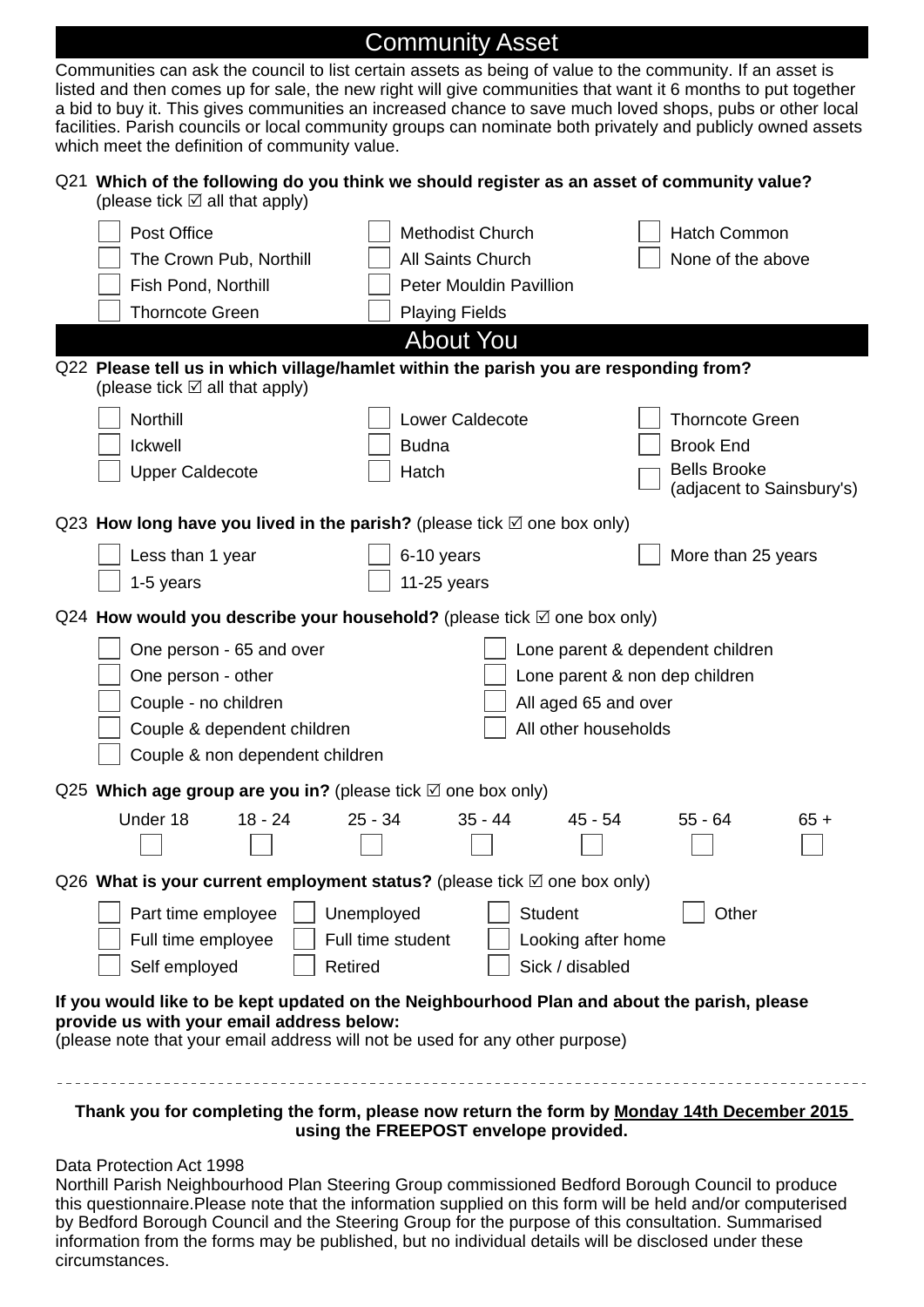## Community Asset

Communities can ask the council to list certain assets as being of value to the community. If an asset is listed and then comes up for sale, the new right will give communities that want it 6 months to put together a bid to buy it. This gives communities an increased chance to save much loved shops, pubs or other local facilities. Parish councils or local community groups can nominate both privately and publicly owned assets which meet the definition of community value.

Q21 **Which of the following do you think we should register as an asset of community value?** (please tick ☑ all that apply)

- ☐ Post Office
- ☐ The Crown Pub, Northill
- ☐ Fish Pond, Northill
- ☐ Thorncote Green
- ☐ Methodist Church
- ☐ All Saints Church
- ☐ Peter Mouldin Pavillion
- ☐ Playing Fields
- ☐ Hatch Common
- ☐ None of the above

## About You

Q22 **Please tell us in which village/hamlet within the parish you are responding from?** (please tick ☑ all that apply)

- ☐ Northill
- ☐ Ickwell
- ☐ Upper Caldecote
- ☐ Lower Caldecote
- ☐ Budna
- ☐ Hatch
- ☐ Thorncote Green
- ☐ Brook End
- ☐ Bells Brooke (adjacent to Sainsbury's)

Q23 **How long have you lived in the parish?** (please tick ☑ one box only)

- ☐ Less than 1 year
- ☐ 1-5 years
- ☐ 6-10 years
- ☐ 11-25 years
- ☐ More than 25 years

Q24 **How would you describe your household?** (please tick ☑ one box only)

- ☐ One person - 65 and over
- ☐ One person - other
- ☐ Couple - no children
- ☐ Couple & dependent children
- ☐ Couple & non dependent children
- ☐ Lone parent & dependent children
- ☐ Lone parent & non dep children
- ☐ All aged 65 and over
- ☐ All other households

Q25 **Which age group are you in?** (please tick ☑ one box only)

| Under 18 | 18 - 24 | 25 - 34 | 35 - 44 | 45 - 54 | 55 - 64 | 65 + |
|---|---|---|---|---|---|---|
| ☐ | ☐ | ☐ | ☐ | ☐ | ☐ | ☐ |

Q26 **What is your current employment status?** (please tick ☑ one box only)

- ☐ Part time employee
- ☐ Full time employee
- ☐ Self employed
- ☐ Unemployed
- ☐ Full time student
- ☐ Retired
- ☐ Student
- ☐ Looking after home
- ☐ Sick / disabled
- ☐ Other

**If you would like to be kept updated on the Neighbourhood Plan and about the parish, please provide us with your email address below:**
(please note that your email address will not be used for any other purpose)

- - - - - - - - - - - - - - - - - - - - - - - - - - - - - - - - - - - - - - - -

**Thank you for completing the form, please now return the form by <u>Monday 14th December 2015</u> using the FREEPOST envelope provided.**

Data Protection Act 1998
Northill Parish Neighbourhood Plan Steering Group commissioned Bedford Borough Council to produce this questionnaire.Please note that the information supplied on this form will be held and/or computerised by Bedford Borough Council and the Steering Group for the purpose of this consultation. Summarised information from the forms may be published, but no individual details will be disclosed under these circumstances.